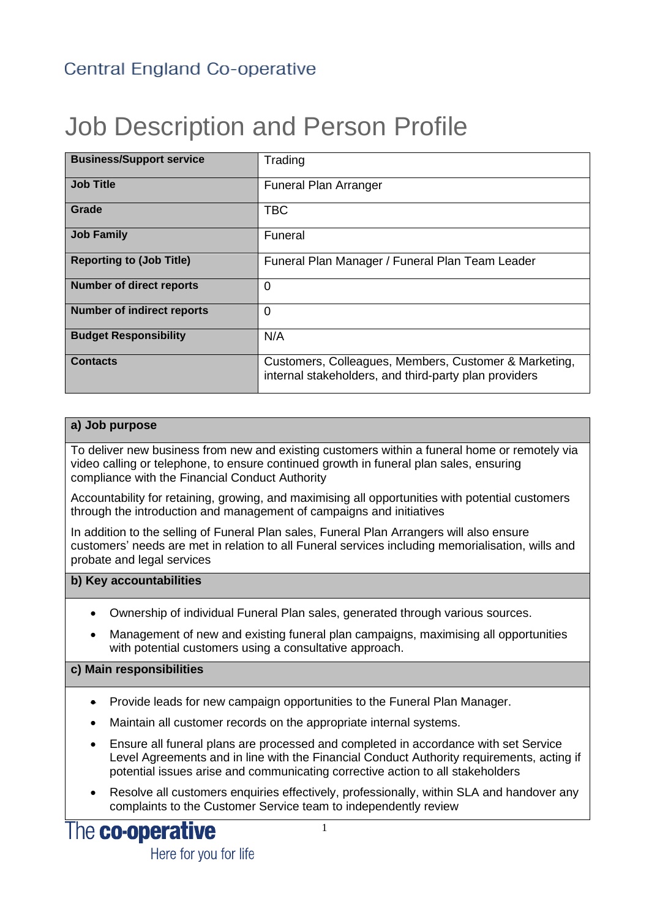Central England Co-operative

# Job Description and Person Profile

| **Business/Support service** | Trading |
|---|---|
| **Job Title** | Funeral Plan Arranger |
| **Grade** | TBC |
| **Job Family** | Funeral |
| **Reporting to (Job Title)** | Funeral Plan Manager / Funeral Plan Team Leader |
| **Number of direct reports** | 0 |
| **Number of indirect reports** | 0 |
| **Budget Responsibility** | N/A |
| **Contacts** | Customers, Colleagues, Members, Customer & Marketing, internal stakeholders, and third-party plan providers |

## a) Job purpose

To deliver new business from new and existing customers within a funeral home or remotely via video calling or telephone, to ensure continued growth in funeral plan sales, ensuring compliance with the Financial Conduct Authority

Accountability for retaining, growing, and maximising all opportunities with potential customers through the introduction and management of campaigns and initiatives

In addition to the selling of Funeral Plan sales, Funeral Plan Arrangers will also ensure customers' needs are met in relation to all Funeral services including memorialisation, wills and probate and legal services

## b) Key accountabilities

- Ownership of individual Funeral Plan sales, generated through various sources.
- Management of new and existing funeral plan campaigns, maximising all opportunities with potential customers using a consultative approach.

## c) Main responsibilities

- Provide leads for new campaign opportunities to the Funeral Plan Manager.
- Maintain all customer records on the appropriate internal systems.
- Ensure all funeral plans are processed and completed in accordance with set Service Level Agreements and in line with the Financial Conduct Authority requirements, acting if potential issues arise and communicating corrective action to all stakeholders
- Resolve all customers enquiries effectively, professionally, within SLA and handover any complaints to the Customer Service team to independently review

The co-operative
Here for you for life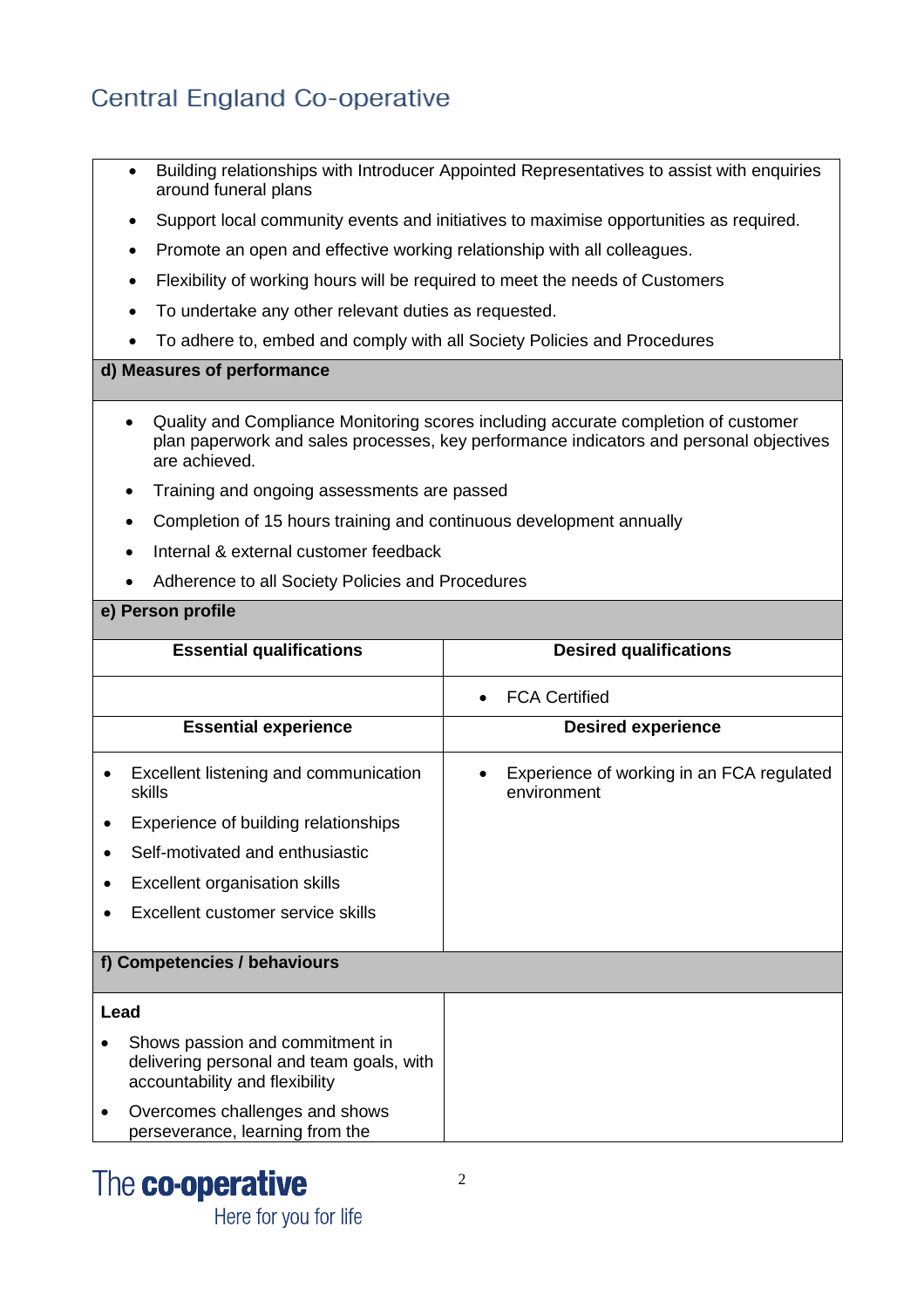- Building relationships with Introducer Appointed Representatives to assist with enquiries around funeral plans
- Support local community events and initiatives to maximise opportunities as required.
- Promote an open and effective working relationship with all colleagues.
- Flexibility of working hours will be required to meet the needs of Customers
- To undertake any other relevant duties as requested.
- To adhere to, embed and comply with all Society Policies and Procedures

**d) Measures of performance**

- Quality and Compliance Monitoring scores including accurate completion of customer plan paperwork and sales processes, key performance indicators and personal objectives are achieved.
- Training and ongoing assessments are passed
- Completion of 15 hours training and continuous development annually
- Internal & external customer feedback
- Adherence to all Society Policies and Procedures

**e) Person profile**

| Essential qualifications | Desired qualifications |
|---|---|
| | • FCA Certified |
| **Essential experience** | **Desired experience** |
| • Excellent listening and communication skills<br>• Experience of building relationships<br>• Self-motivated and enthusiastic<br>• Excellent organisation skills<br>• Excellent customer service skills | • Experience of working in an FCA regulated environment |

**f) Competencies / behaviours**

**Lead**

- Shows passion and commitment in delivering personal and team goals, with accountability and flexibility
- Overcomes challenges and shows perseverance, learning from the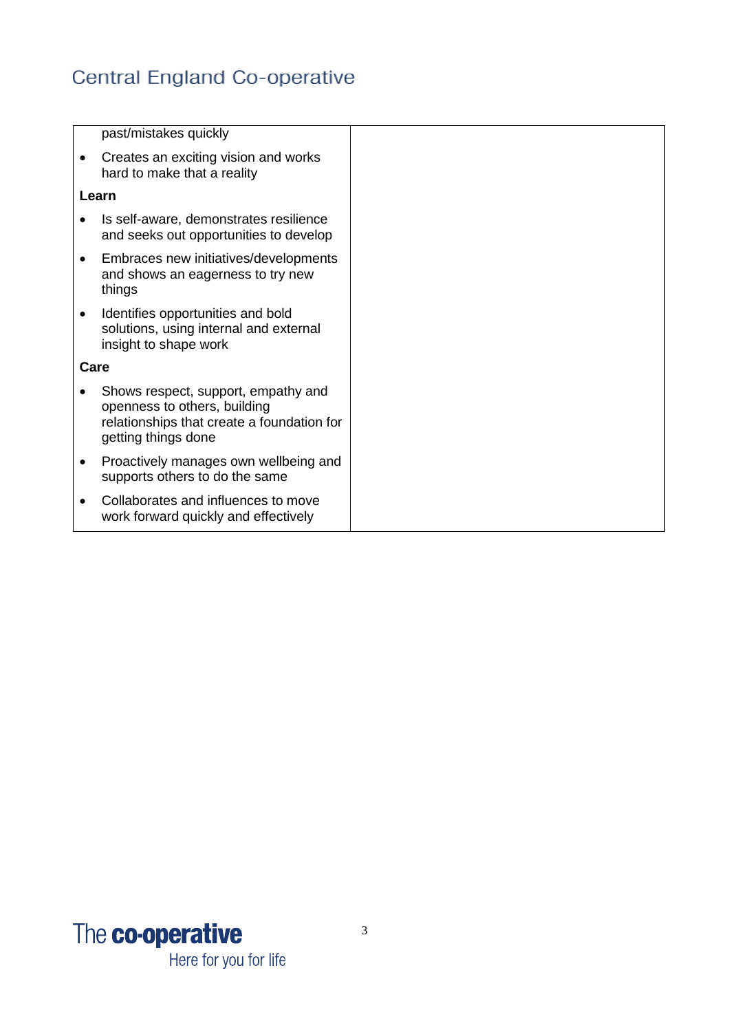| | |
|---|---|
| past/mistakes quickly<br>• Creates an exciting vision and works hard to make that a reality<br>**Learn**<br>• Is self-aware, demonstrates resilience and seeks out opportunities to develop<br>• Embraces new initiatives/developments and shows an eagerness to try new things<br>• Identifies opportunities and bold solutions, using internal and external insight to shape work<br>**Care**<br>• Shows respect, support, empathy and openness to others, building relationships that create a foundation for getting things done<br>• Proactively manages own wellbeing and supports others to do the same<br>• Collaborates and influences to move work forward quickly and effectively | |